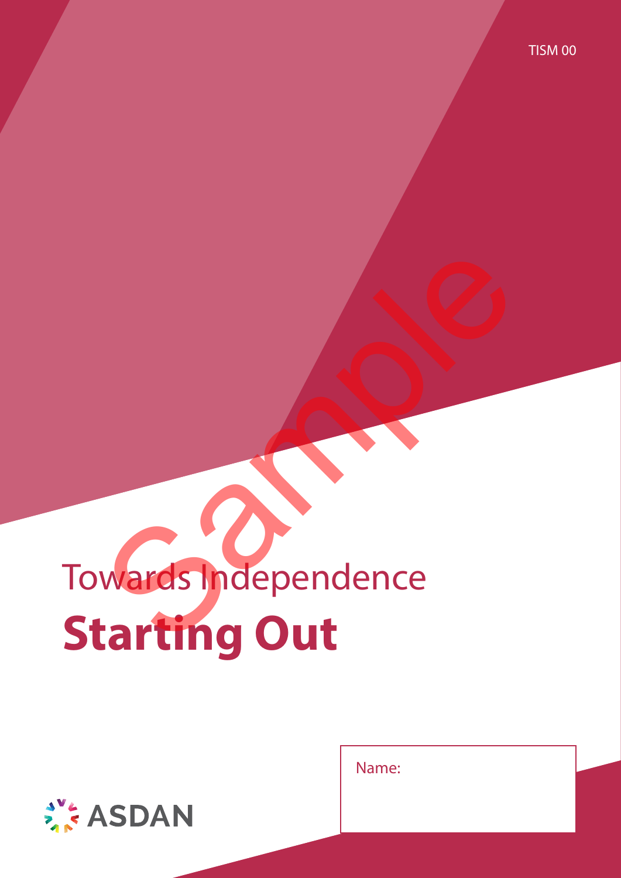TISM 00

Towards Independence

# Starting Out

Name:

ASDAN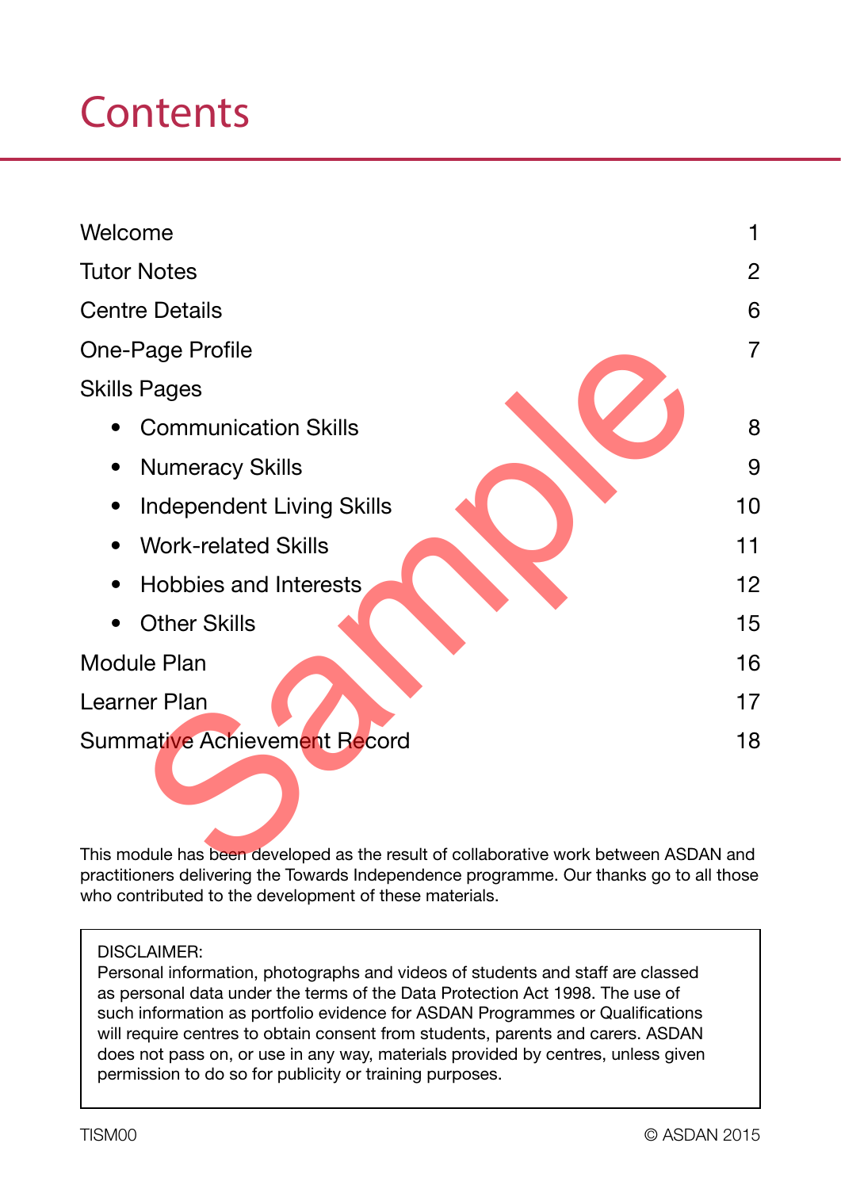# Contents

| | |
|---|---|
| Welcome | 1 |
| Tutor Notes | 2 |
| Centre Details | 6 |
| One-Page Profile | 7 |
| Skills Pages | |
| • Communication Skills | 8 |
| • Numeracy Skills | 9 |
| • Independent Living Skills | 10 |
| • Work-related Skills | 11 |
| • Hobbies and Interests | 12 |
| • Other Skills | 15 |
| Module Plan | 16 |
| Learner Plan | 17 |
| Summative Achievement Record | 18 |

This module has been developed as the result of collaborative work between ASDAN and practitioners delivering the Towards Independence programme. Our thanks go to all those who contributed to the development of these materials.

> DISCLAIMER:
> Personal information, photographs and videos of students and staff are classed as personal data under the terms of the Data Protection Act 1998. The use of such information as portfolio evidence for ASDAN Programmes or Qualifications will require centres to obtain consent from students, parents and carers. ASDAN does not pass on, or use in any way, materials provided by centres, unless given permission to do so for publicity or training purposes.

TISM00 © ASDAN 2015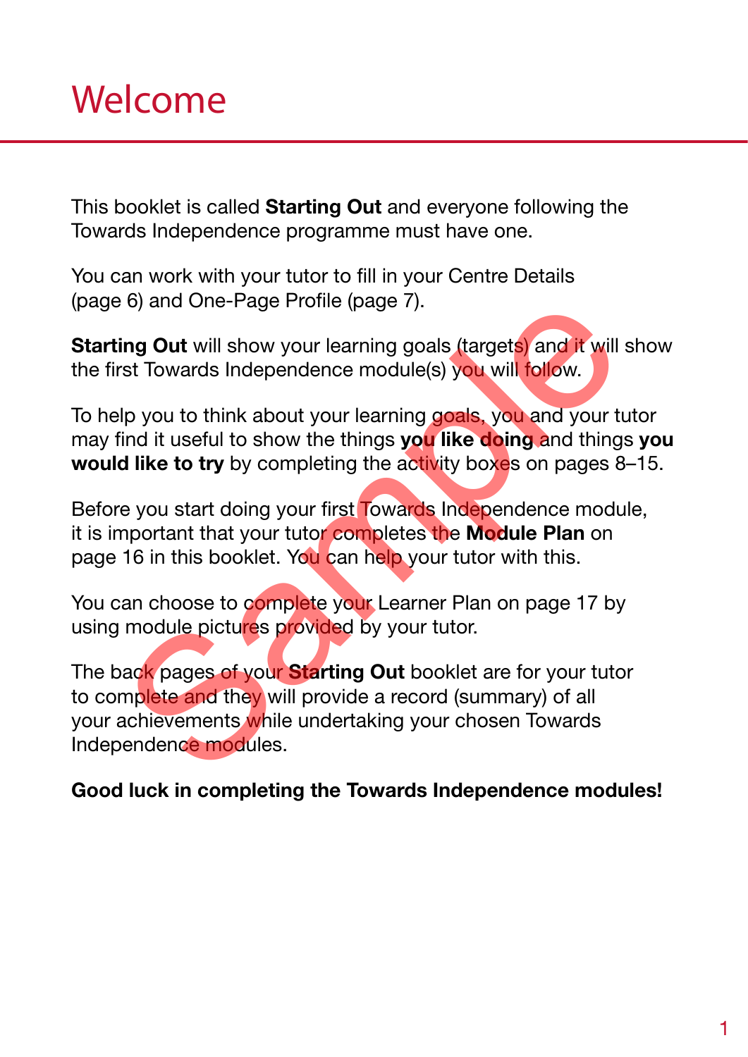# Welcome

This booklet is called **Starting Out** and everyone following the Towards Independence programme must have one.

You can work with your tutor to fill in your Centre Details (page 6) and One-Page Profile (page 7).

**Starting Out** will show your learning goals (targets) and it will show the first Towards Independence module(s) you will follow.

To help you to think about your learning goals, you and your tutor may find it useful to show the things **you like doing** and things **you would like to try** by completing the activity boxes on pages 8–15.

Before you start doing your first Towards Independence module, it is important that your tutor completes the **Module Plan** on page 16 in this booklet. You can help your tutor with this.

You can choose to complete your Learner Plan on page 17 by using module pictures provided by your tutor.

The back pages of your **Starting Out** booklet are for your tutor to complete and they will provide a record (summary) of all your achievements while undertaking your chosen Towards Independence modules.

**Good luck in completing the Towards Independence modules!**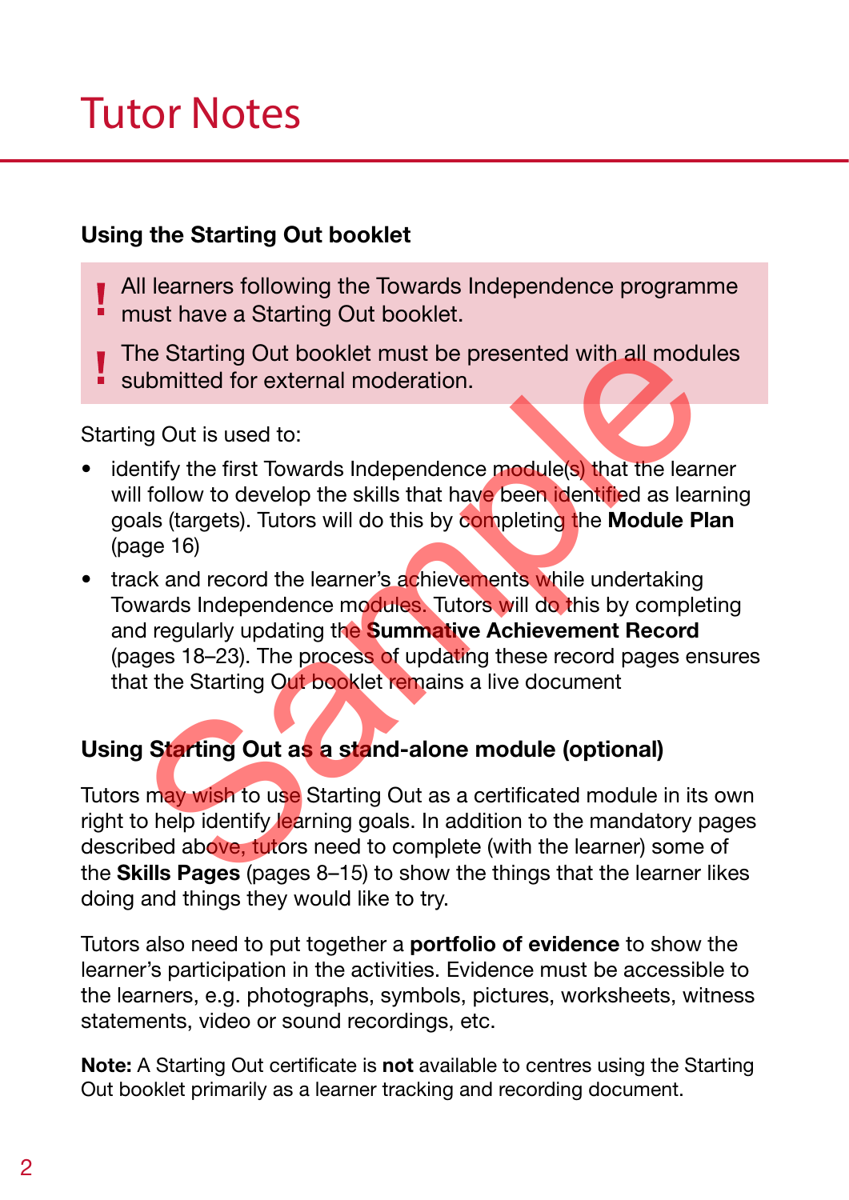# Tutor Notes

### Using the Starting Out booklet

> **!** All learners following the Towards Independence programme must have a Starting Out booklet.
>
> **!** The Starting Out booklet must be presented with all modules submitted for external moderation.

Starting Out is used to:

- identify the first Towards Independence module(s) that the learner will follow to develop the skills that have been identified as learning goals (targets). Tutors will do this by completing the **Module Plan** (page 16)
- track and record the learner's achievements while undertaking Towards Independence modules. Tutors will do this by completing and regularly updating the **Summative Achievement Record** (pages 18–23). The process of updating these record pages ensures that the Starting Out booklet remains a live document

### Using Starting Out as a stand-alone module (optional)

Tutors may wish to use Starting Out as a certificated module in its own right to help identify learning goals. In addition to the mandatory pages described above, tutors need to complete (with the learner) some of the **Skills Pages** (pages 8–15) to show the things that the learner likes doing and things they would like to try.

Tutors also need to put together a **portfolio of evidence** to show the learner's participation in the activities. Evidence must be accessible to the learners, e.g. photographs, symbols, pictures, worksheets, witness statements, video or sound recordings, etc.

**Note:** A Starting Out certificate is **not** available to centres using the Starting Out booklet primarily as a learner tracking and recording document.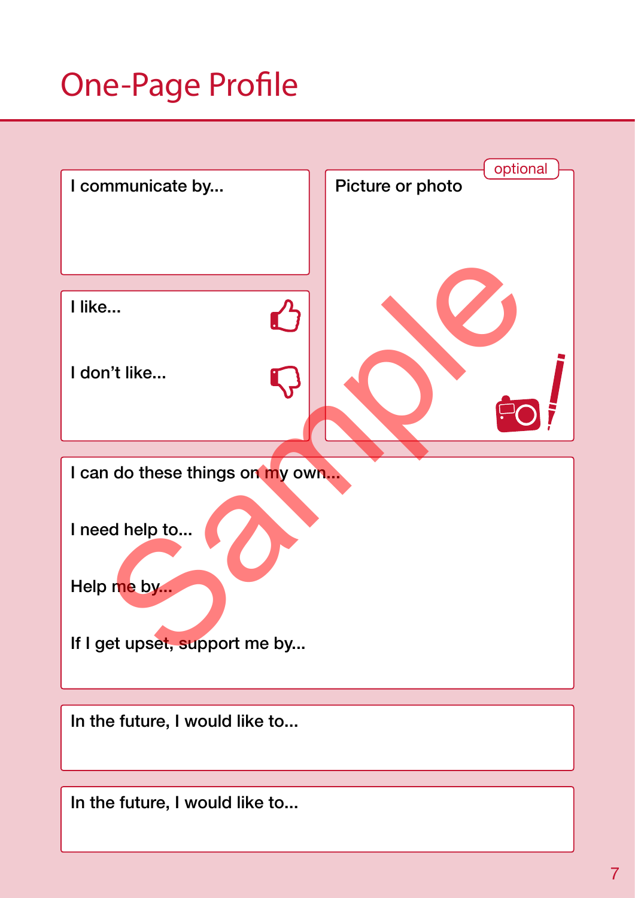# One-Page Profile

I communicate by...

Picture or photo

optional

I like...

I don't like...

I can do these things on my own...

I need help to...

Help me by...

If I get upset, support me by...

In the future, I would like to...

In the future, I would like to...

Sample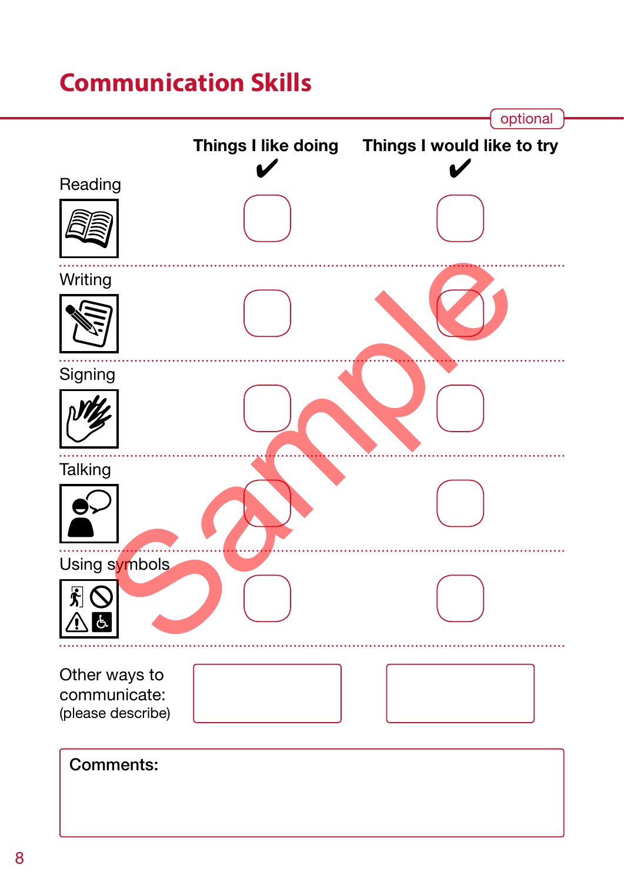# Communication Skills

optional

| | Things I like doing ✔ | Things I would like to try ✔ |
|---|---|---|
| Reading | ☐ | ☐ |
| Writing | ☐ | ☐ |
| Signing | ☐ | ☐ |
| Talking | ☐ | ☐ |
| Using symbols | ☐ | ☐ |
| Other ways to communicate: (please describe) | | |

**Comments:**

Sample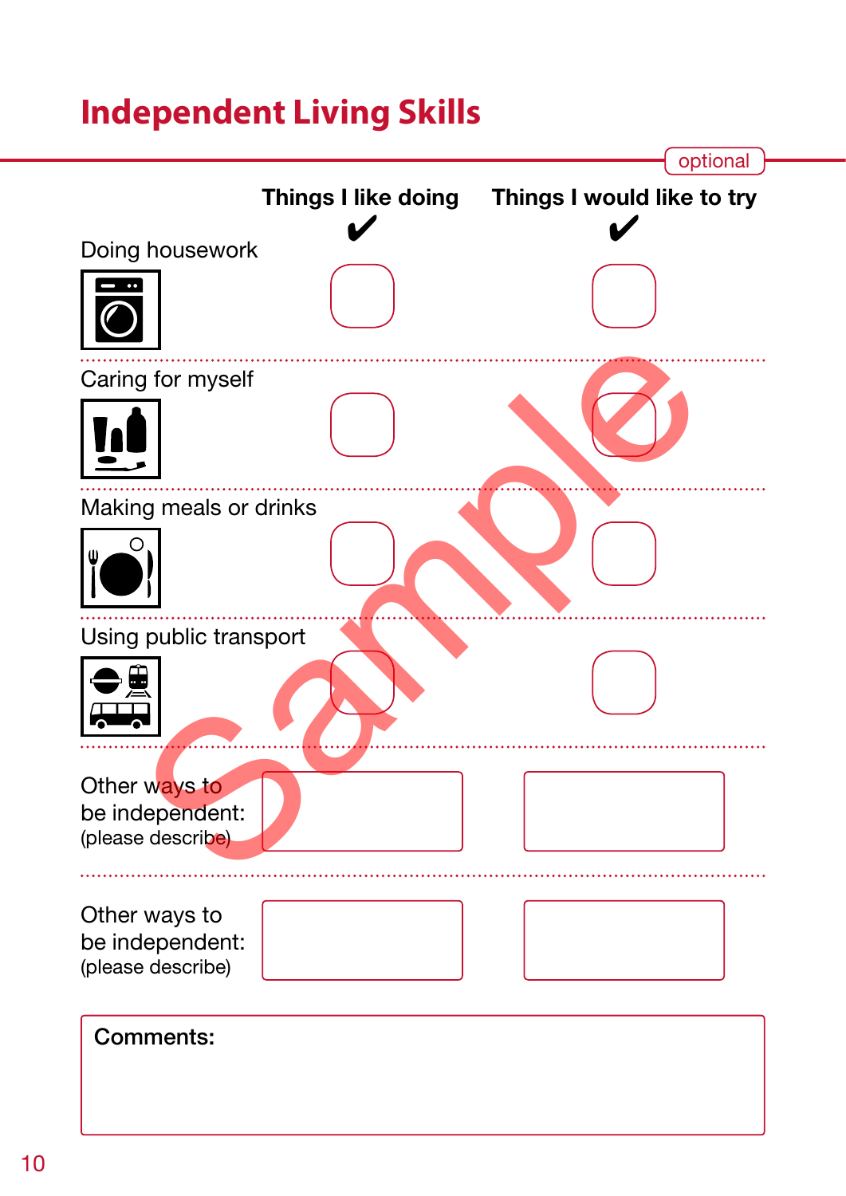# Independent Living Skills

optional

| | Things I like doing ✔ | Things I would like to try ✔ |
|---|---|---|
| Doing housework | ☐ | ☐ |
| Caring for myself | ☐ | ☐ |
| Making meals or drinks | ☐ | ☐ |
| Using public transport | ☐ | ☐ |
| Other ways to be independent: (please describe) | | |
| Other ways to be independent: (please describe) | | |

**Comments:**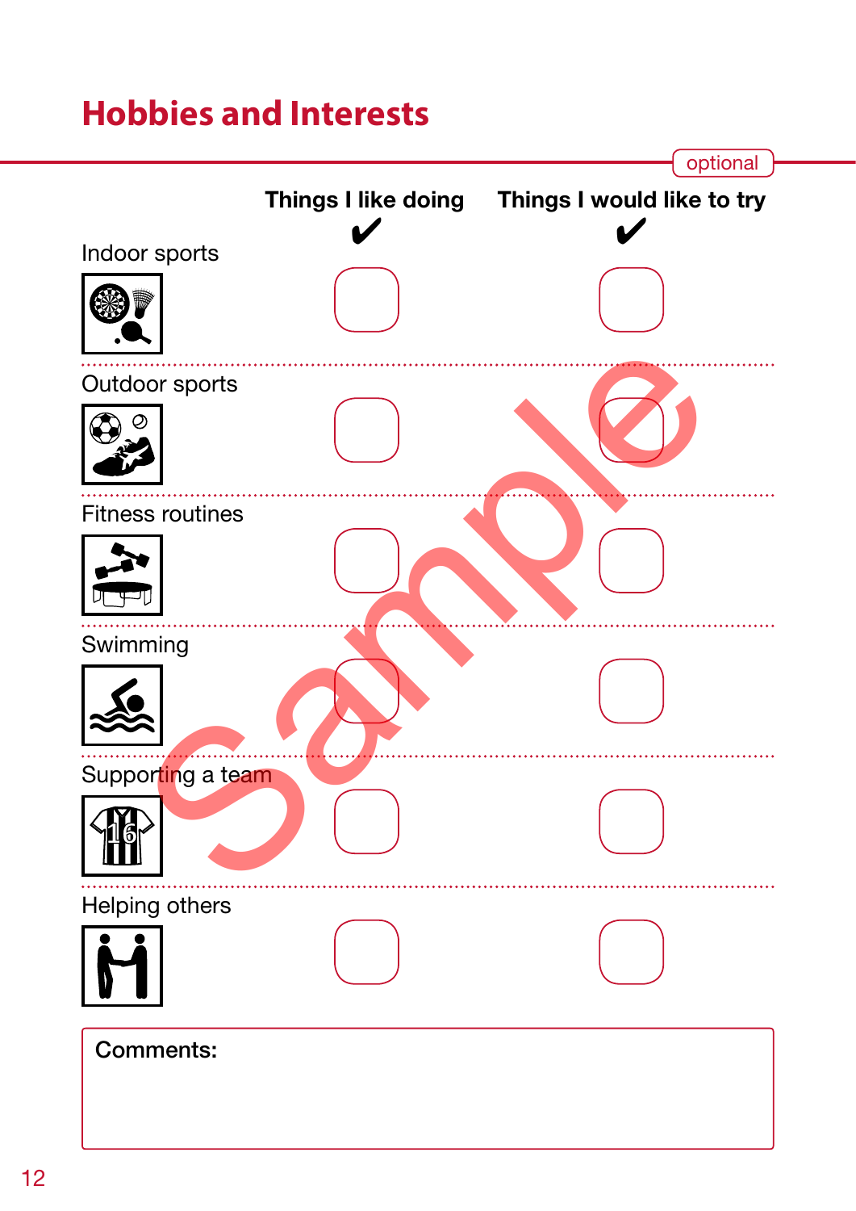# Hobbies and Interests

optional

| | Things I like doing ✔ | Things I would like to try ✔ |
|---|---|---|
| Indoor sports | ☐ | ☐ |
| Outdoor sports | ☐ | ☐ |
| Fitness routines | ☐ | ☐ |
| Swimming | ☐ | ☐ |
| Supporting a team | ☐ | ☐ |
| Helping others | ☐ | ☐ |

**Comments:**

Sample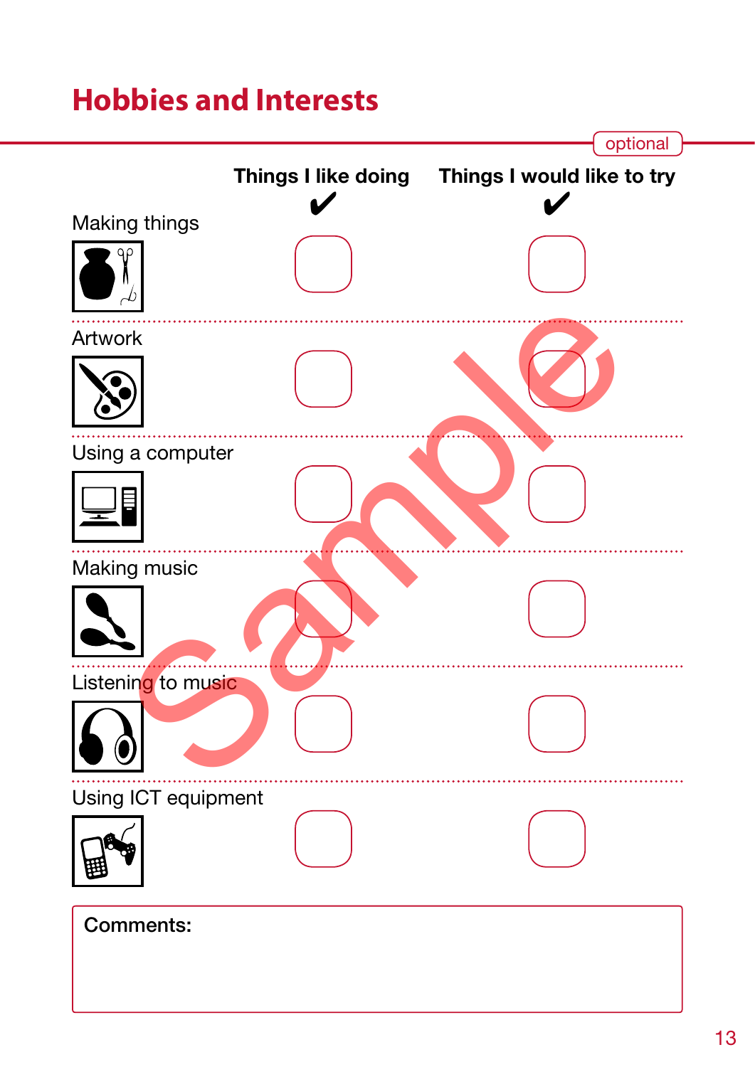# Hobbies and Interests

optional

| | Things I like doing ✔ | Things I would like to try ✔ |
|---|---|---|
| Making things | ☐ | ☐ |
| Artwork | ☐ | ☐ |
| Using a computer | ☐ | ☐ |
| Making music | ☐ | ☐ |
| Listening to music | ☐ | ☐ |
| Using ICT equipment | ☐ | ☐ |

**Comments:**

Sample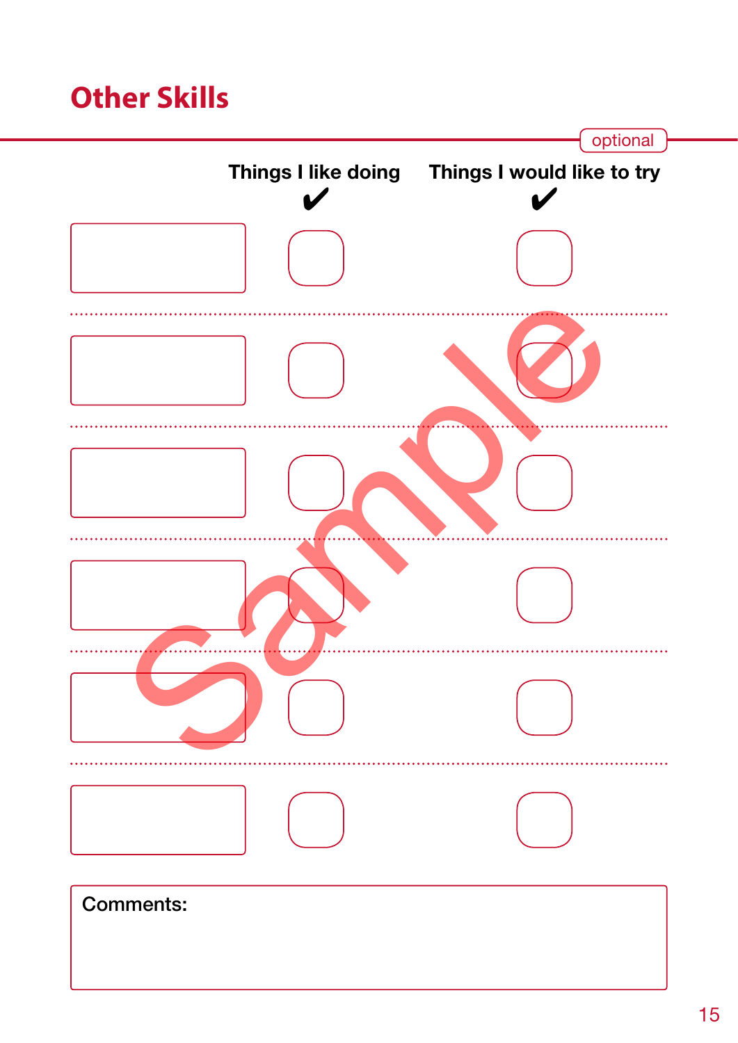# Other Skills

optional

| | Things I like doing ✔ | Things I would like to try ✔ |
|---|---|---|
| | ☐ | ☐ |
| | ☐ | ☐ |
| | ☐ | ☐ |
| | ☐ | ☐ |
| | ☐ | ☐ |
| | ☐ | ☐ |

Comments:

Sample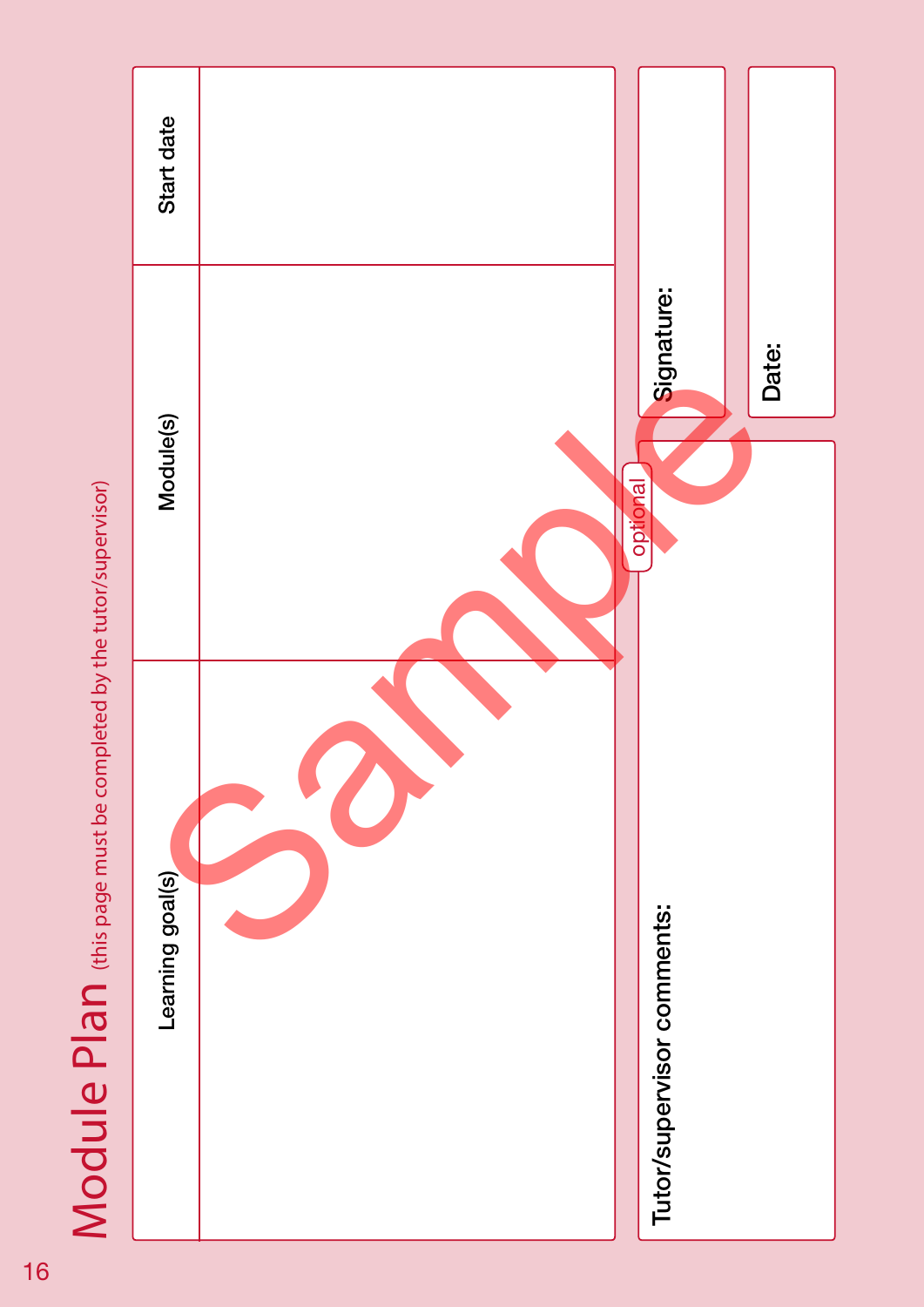# Module Plan (this page must be completed by the tutor/supervisor)

| Learning goal(s) | Module(s) | Start date |
| --- | --- | --- |
| | | |

optional

**Tutor/supervisor comments:**

**Signature:**

**Date:**

Sample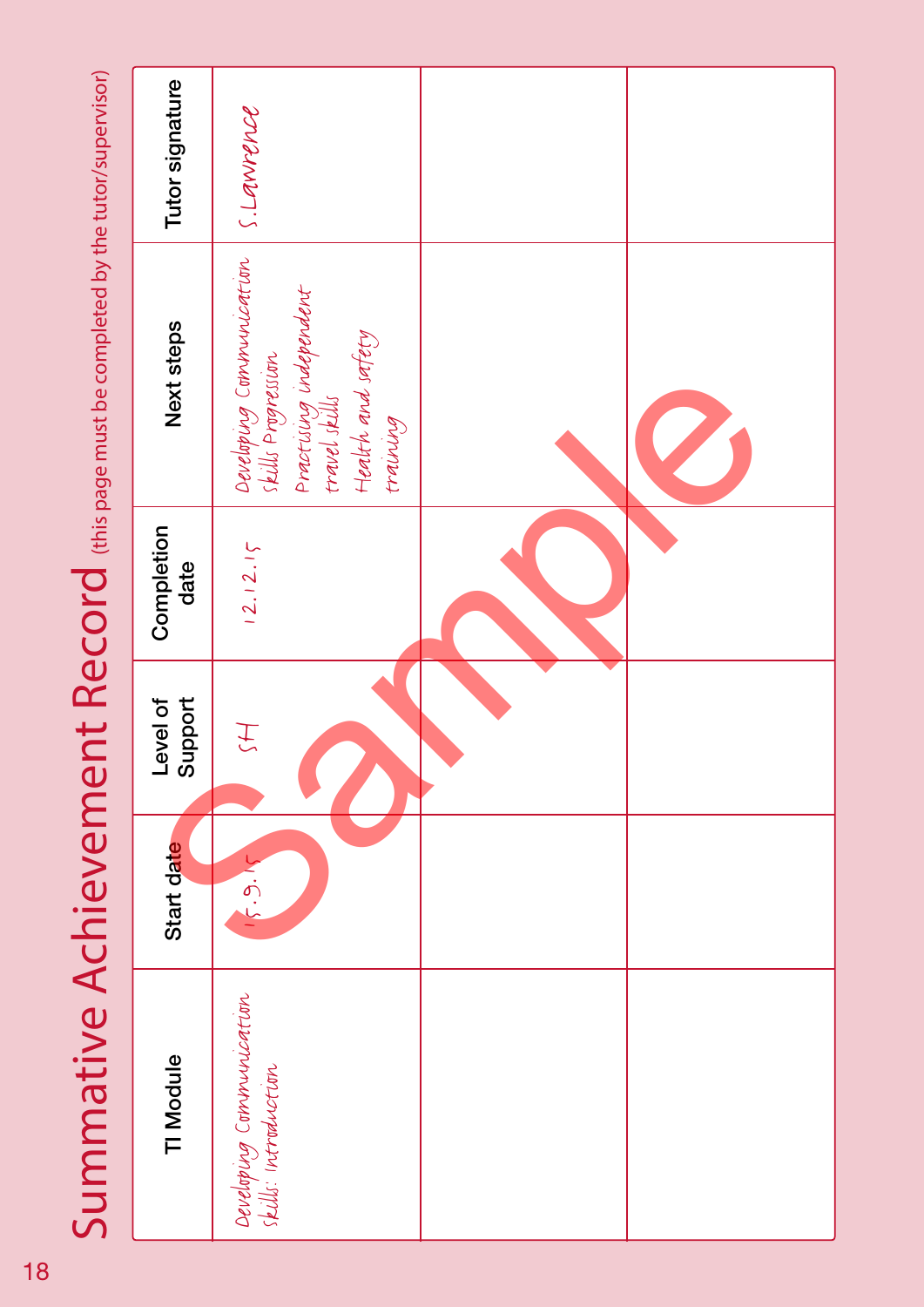# Summative Achievement Record (this page must be completed by the tutor/supervisor)

| TI Module | Start date | Level of Support | Completion date | Next steps | Tutor signature |
|---|---|---|---|---|---|
| Developing Communication Skills: Introduction | 15.9.15 | SH | 12.12.15 | Developing Communication Skills Progression<br>Practising independent travel skills<br>Health and safety training | S.Lawrence |
| | | | | | |
| | | | | | |

Sample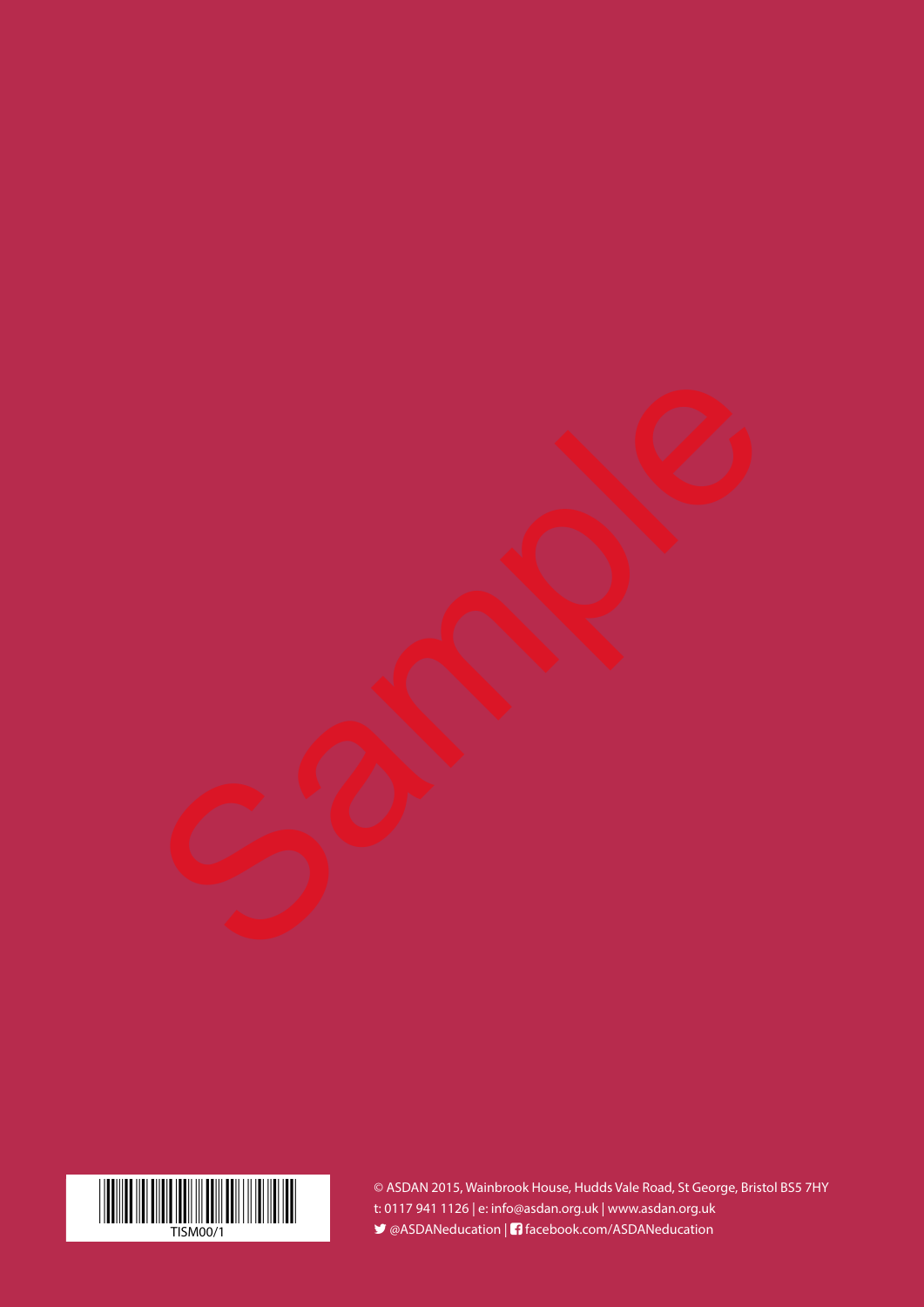Sample

TISM00/1

© ASDAN 2015, Wainbrook House, Hudds Vale Road, St George, Bristol BS5 7HY
t: 0117 941 1126 | e: info@asdan.org.uk | www.asdan.org.uk
@ASDANeducation | facebook.com/ASDANeducation